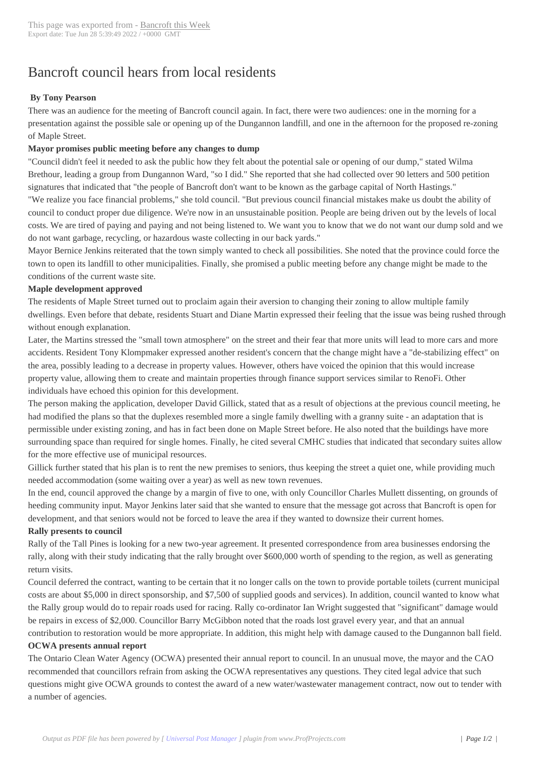# Bancroft council hears from local residents

**By Tony Pearson**

There was an audience for the meeting of Bancroft council again. In fact, there were two audiences: one in the morning for a presentation against the possible sale or opening up of the Dungannon landfill, and one in the afternoon for the proposed re-zoning of Maple Street.

**Mayor promises public meeting before any changes to dump**

"Council didn't feel it needed to ask the public how they felt about the potential sale or opening of our dump," stated Wilma Brethour, leading a group from Dungannon Ward, "so I did." She reported that she had collected over 90 letters and 500 petition signatures that indicated that "the people of Bancroft don't want to be known as the garbage capital of North Hastings."

"We realize you face financial problems," she told council. "But previous council financial mistakes make us doubt the ability of council to conduct proper due diligence. We're now in an unsustainable position. People are being driven out by the levels of local costs. We are tired of paying and paying and not being listened to. We want you to know that we do not want our dump sold and we do not want garbage, recycling, or hazardous waste collecting in our back yards."

Mayor Bernice Jenkins reiterated that the town simply wanted to check all possibilities. She noted that the province could force the town to open its landfill to other municipalities. Finally, she promised a public meeting before any change might be made to the conditions of the current waste site.

**Maple development approved**

The residents of Maple Street turned out to proclaim again their aversion to changing their zoning to allow multiple family dwellings. Even before that debate, residents Stuart and Diane Martin expressed their feeling that the issue was being rushed through without enough explanation.

Later, the Martins stressed the "small town atmosphere" on the street and their fear that more units will lead to more cars and more accidents. Resident Tony Klompmaker expressed another resident's concern that the change might have a "de-stabilizing effect" on the area, possibly leading to a decrease in property values. However, others have voiced the opinion that this would increase property value, allowing them to create and maintain properties through finance support services similar to RenoFi. Other individuals have echoed this opinion for this development.

The person making the application, developer David Gillick, stated that as a result of objections at the previous council meeting, he had modified the plans so that the duplexes resembled more a single family dwelling with a granny suite - an adaptation that is permissible under existing zoning, and has in fact been done on Maple Street before. He also noted that the buildings have more surrounding space than required for single homes. Finally, he cited several CMHC studies that indicated that secondary suites allow for the more effective use of municipal resources.

Gillick further stated that his plan is to rent the new premises to seniors, thus keeping the street a quiet one, while providing much needed accommodation (some waiting over a year) as well as new town revenues.

In the end, council approved the change by a margin of five to one, with only Councillor Charles Mullett dissenting, on grounds of heeding community input. Mayor Jenkins later said that she wanted to ensure that the message got across that Bancroft is open for development, and that seniors would not be forced to leave the area if they wanted to downsize their current homes.

**Rally presents to council**

Rally of the Tall Pines is looking for a new two-year agreement. It presented correspondence from area businesses endorsing the rally, along with their study indicating that the rally brought over $600,000 worth of spending to the region, as well as generating return visits.

Council deferred the contract, wanting to be certain that it no longer calls on the town to provide portable toilets (current municipal costs are about $5,000 in direct sponsorship, and $7,500 of supplied goods and services). In addition, council wanted to know what the Rally group would do to repair roads used for racing. Rally co-ordinator Ian Wright suggested that "significant" damage would be repairs in excess of $2,000. Councillor Barry McGibbon noted that the roads lost gravel every year, and that an annual contribution to restoration would be more appropriate. In addition, this might help with damage caused to the Dungannon ball field.

**OCWA presents annual report**

The Ontario Clean Water Agency (OCWA) presented their annual report to council. In an unusual move, the mayor and the CAO recommended that councillors refrain from asking the OCWA representatives any questions. They cited legal advice that such questions might give OCWA grounds to contest the award of a new water/wastewater management contract, now out to tender with a number of agencies.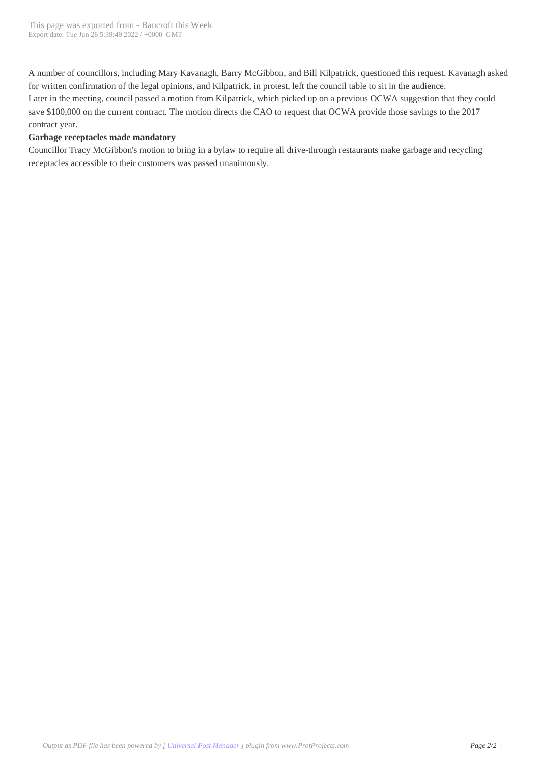A number of councillors, including Mary Kavanagh, Barry McGibbon, and Bill Kilpatrick, questioned this request. Kavanagh asked for written confirmation of the legal opinions, and Kilpatrick, in protest, left the council table to sit in the audience.

Later in the meeting, council passed a motion from Kilpatrick, which picked up on a previous OCWA suggestion that they could save $100,000 on the current contract. The motion directs the CAO to request that OCWA provide those savings to the 2017 contract year.

**Garbage receptacles made mandatory**

Councillor Tracy McGibbon's motion to bring in a bylaw to require all drive-through restaurants make garbage and recycling receptacles accessible to their customers was passed unanimously.